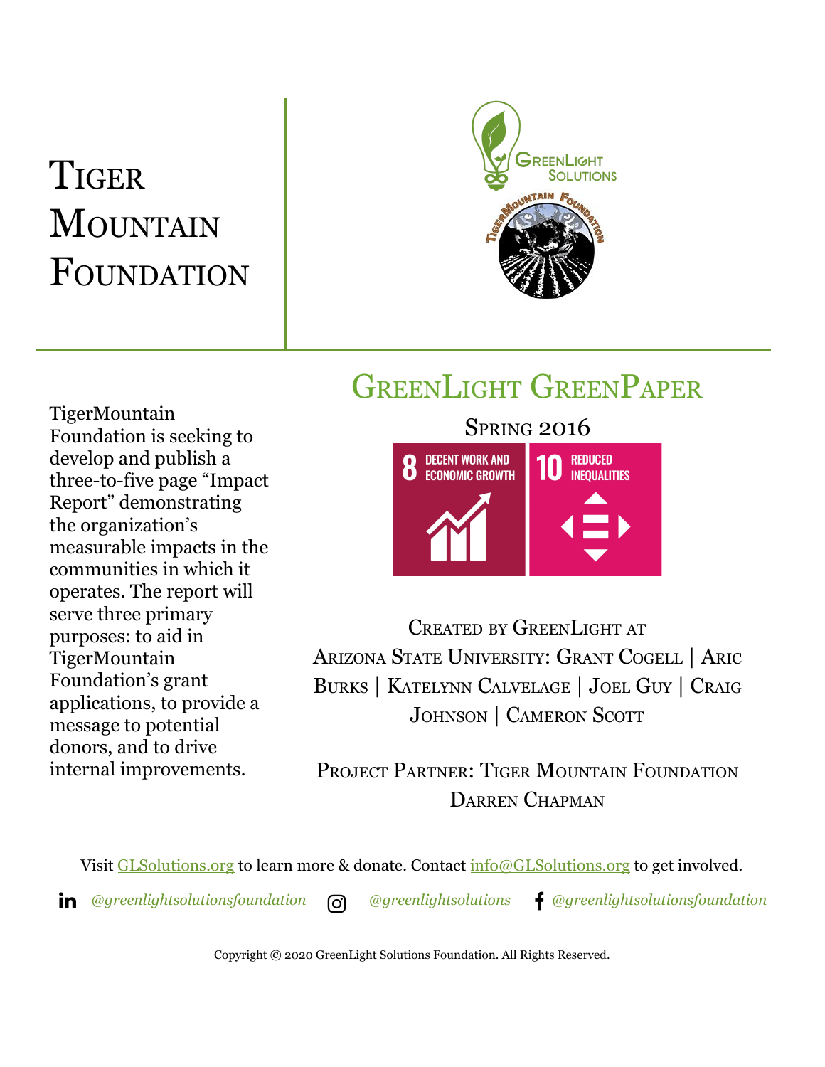# Tiger Mountain Foundation

## GreenLight GreenPaper

Spring 2016

8 DECENT WORK AND ECONOMIC GROWTH

10 REDUCED INEQUALITIES

TigerMountain Foundation is seeking to develop and publish a three-to-five page "Impact Report" demonstrating the organization's measurable impacts in the communities in which it operates. The report will serve three primary purposes: to aid in TigerMountain Foundation's grant applications, to provide a message to potential donors, and to drive internal improvements.

Created by GreenLight at Arizona State University: Grant Cogell | Aric Burks | Katelynn Calvelage | Joel Guy | Craig Johnson | Cameron Scott

Project Partner: Tiger Mountain Foundation
Darren Chapman

Visit GLSolutions.org to learn more & donate. Contact info@GLSolutions.org to get involved.

*@greenlightsolutionsfoundation* *@greenlightsolutions* *@greenlightsolutionsfoundation*

Copyright © 2020 GreenLight Solutions Foundation. All Rights Reserved.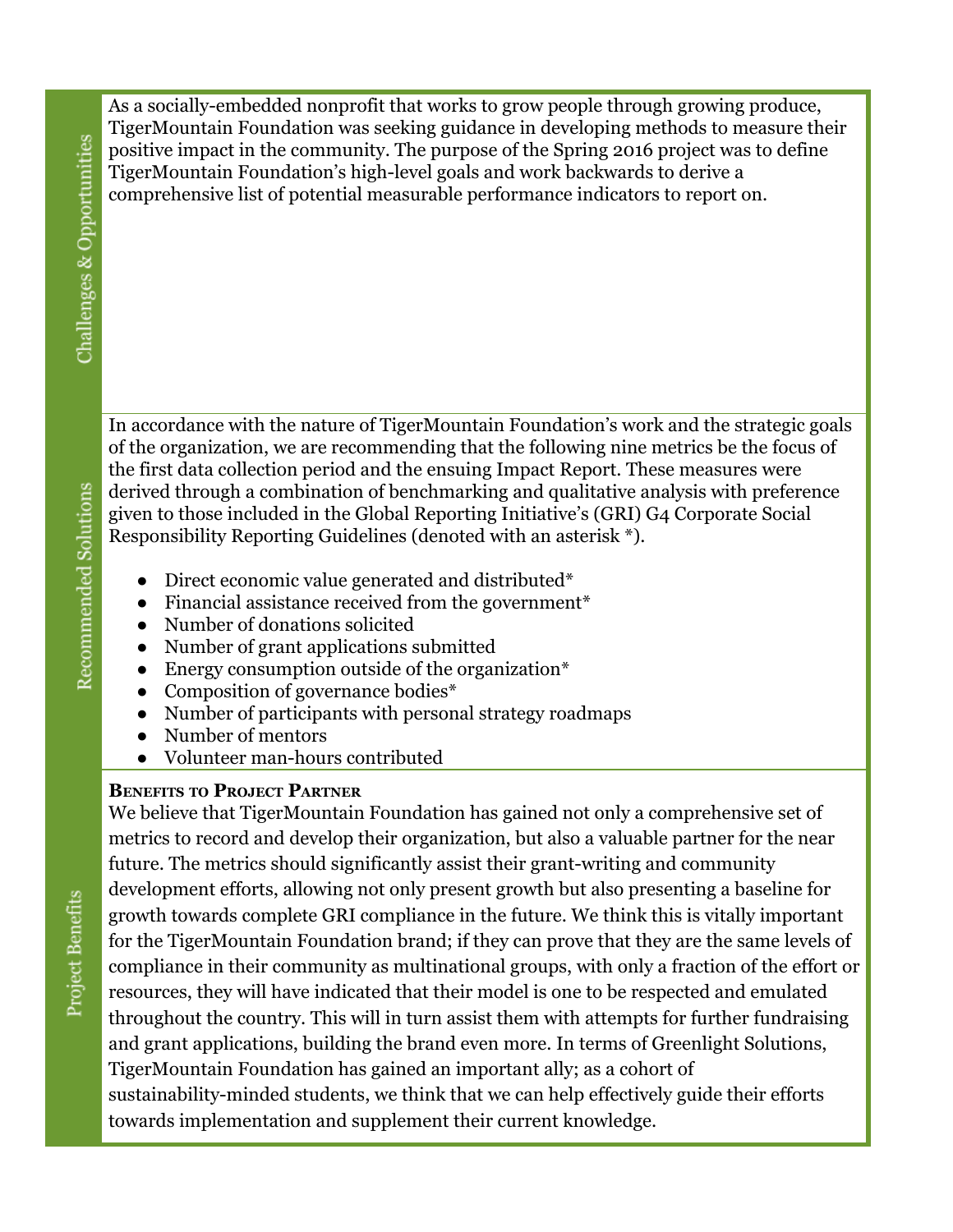## Challenges & Opportunities

As a socially-embedded nonprofit that works to grow people through growing produce, TigerMountain Foundation was seeking guidance in developing methods to measure their positive impact in the community. The purpose of the Spring 2016 project was to define TigerMountain Foundation's high-level goals and work backwards to derive a comprehensive list of potential measurable performance indicators to report on.

## Recommended Solutions

In accordance with the nature of TigerMountain Foundation's work and the strategic goals of the organization, we are recommending that the following nine metrics be the focus of the first data collection period and the ensuing Impact Report. These measures were derived through a combination of benchmarking and qualitative analysis with preference given to those included in the Global Reporting Initiative's (GRI) G4 Corporate Social Responsibility Reporting Guidelines (denoted with an asterisk *).

- Direct economic value generated and distributed*
- Financial assistance received from the government*
- Number of donations solicited
- Number of grant applications submitted
- Energy consumption outside of the organization*
- Composition of governance bodies*
- Number of participants with personal strategy roadmaps
- Number of mentors
- Volunteer man-hours contributed

## Project Benefits

**Benefits to Project Partner**

We believe that TigerMountain Foundation has gained not only a comprehensive set of metrics to record and develop their organization, but also a valuable partner for the near future. The metrics should significantly assist their grant-writing and community development efforts, allowing not only present growth but also presenting a baseline for growth towards complete GRI compliance in the future. We think this is vitally important for the TigerMountain Foundation brand; if they can prove that they are the same levels of compliance in their community as multinational groups, with only a fraction of the effort or resources, they will have indicated that their model is one to be respected and emulated throughout the country. This will in turn assist them with attempts for further fundraising and grant applications, building the brand even more. In terms of Greenlight Solutions, TigerMountain Foundation has gained an important ally; as a cohort of sustainability-minded students, we think that we can help effectively guide their efforts towards implementation and supplement their current knowledge.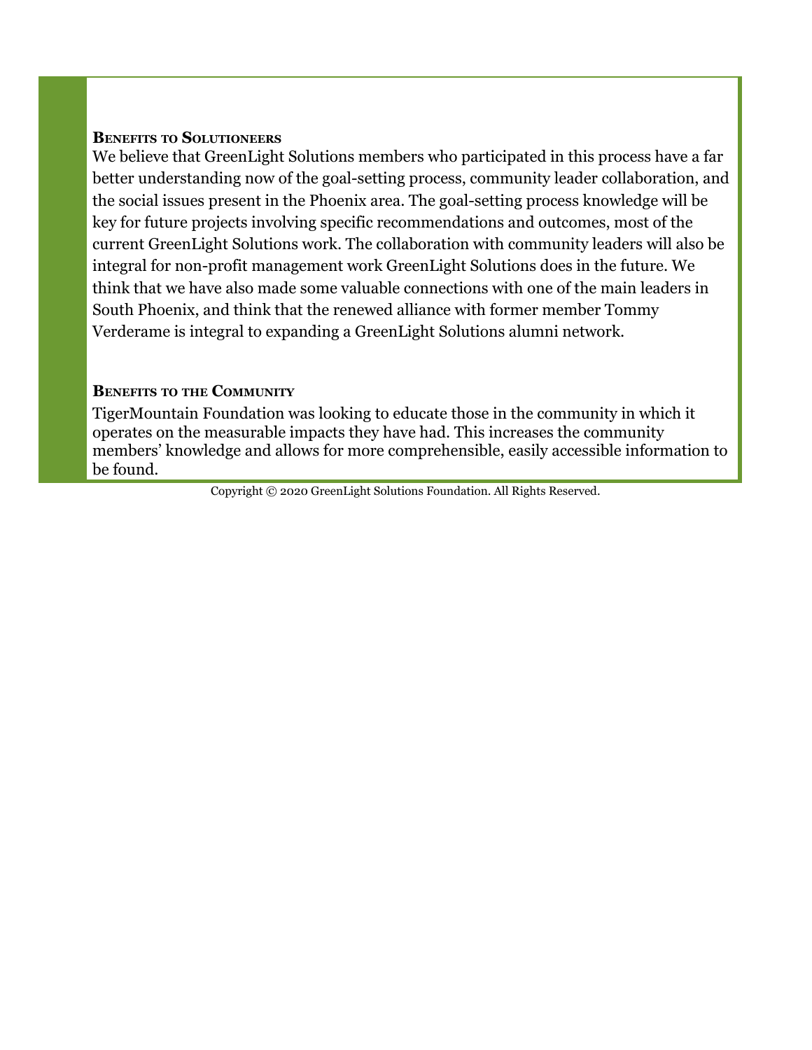### Benefits to Solutioneers

We believe that GreenLight Solutions members who participated in this process have a far better understanding now of the goal-setting process, community leader collaboration, and the social issues present in the Phoenix area. The goal-setting process knowledge will be key for future projects involving specific recommendations and outcomes, most of the current GreenLight Solutions work. The collaboration with community leaders will also be integral for non-profit management work GreenLight Solutions does in the future. We think that we have also made some valuable connections with one of the main leaders in South Phoenix, and think that the renewed alliance with former member Tommy Verderame is integral to expanding a GreenLight Solutions alumni network.

### Benefits to the Community

TigerMountain Foundation was looking to educate those in the community in which it operates on the measurable impacts they have had. This increases the community members' knowledge and allows for more comprehensible, easily accessible information to be found.

Copyright © 2020 GreenLight Solutions Foundation. All Rights Reserved.